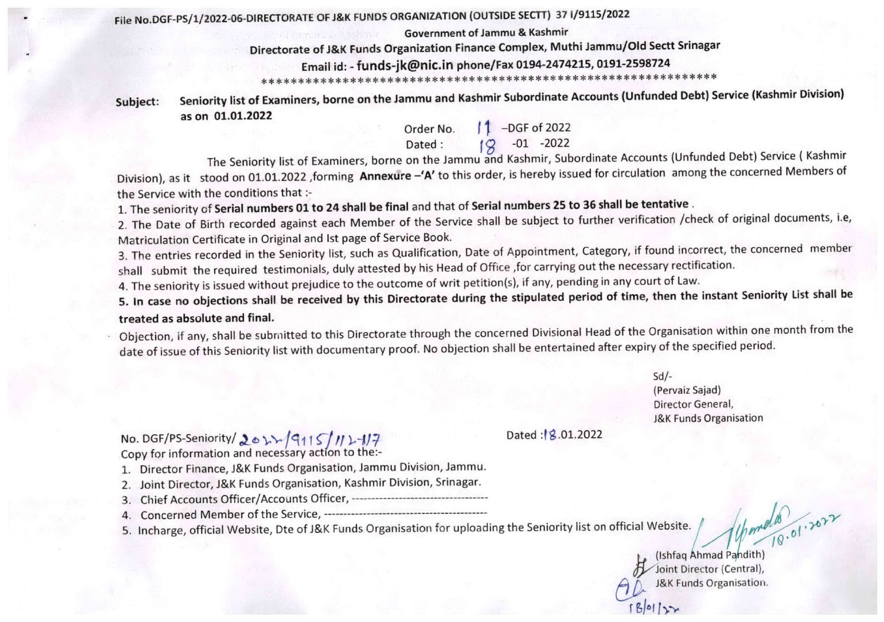File No.DGF-PS/1/2022-06-DIRECTORATE OF J&K FUNDS ORGANIZATION (OUTSIDE SECTT) 37 I/9115/2022

Government of Jammu & Kashmir

**Directorate of J&K Funds Organization Finance Complex, Muthi Jammu/Old Sectt Srinagar**

**Email id: - funds-jk@nic.in phone/Fax 0194-2474215, 0191-2598724**

************************************************************

**Subject:** **Seniority list of Examiners, borne on the Jammu and Kashmir Subordinate Accounts (Unfunded Debt) Service (Kashmir Division) as on 01.01.2022**

Order No. 17 -DGF of 2022
Dated : 18 -01 -2022

The Seniority list of Examiners, borne on the Jammu and Kashmir, Subordinate Accounts (Unfunded Debt) Service ( Kashmir Division), as it stood on 01.01.2022 ,forming **Annexure –'A'** to this order, is hereby issued for circulation among the concerned Members of the Service with the conditions that :-

1. The seniority of **Serial numbers 01 to 24 shall be final** and that of **Serial numbers 25 to 36 shall be tentative** .
2. The Date of Birth recorded against each Member of the Service shall be subject to further verification /check of original documents, i.e, Matriculation Certificate in Original and Ist page of Service Book.
3. The entries recorded in the Seniority list, such as Qualification, Date of Appointment, Category, if found incorrect, the concerned member shall submit the required testimonials, duly attested by his Head of Office ,for carrying out the necessary rectification.
4. The seniority is issued without prejudice to the outcome of writ petition(s), if any, pending in any court of Law.
5. **In case no objections shall be received by this Directorate during the stipulated period of time, then the instant Seniority List shall be treated as absolute and final.**

Objection, if any, shall be submitted to this Directorate through the concerned Divisional Head of the Organisation within one month from the date of issue of this Seniority list with documentary proof. No objection shall be entertained after expiry of the specified period.

Sd/-
(Pervaiz Sajad)
Director General,
J&K Funds Organisation

No. DGF/PS-Seniority/ 2022/9115/112-117 Dated :18.01.2022

Copy for information and necessary action to the:-

1. Director Finance, J&K Funds Organisation, Jammu Division, Jammu.
2. Joint Director, J&K Funds Organisation, Kashmir Division, Srinagar.
3. Chief Accounts Officer/Accounts Officer, ----------------------------------
4. Concerned Member of the Service, ------------------------------------------
5. Incharge, official Website, Dte of J&K Funds Organisation for uploading the Seniority list on official Website.

18.01.2022

(Ishfaq Ahmad Pandith)
Joint Director (Central),
J&K Funds Organisation.

18/01/22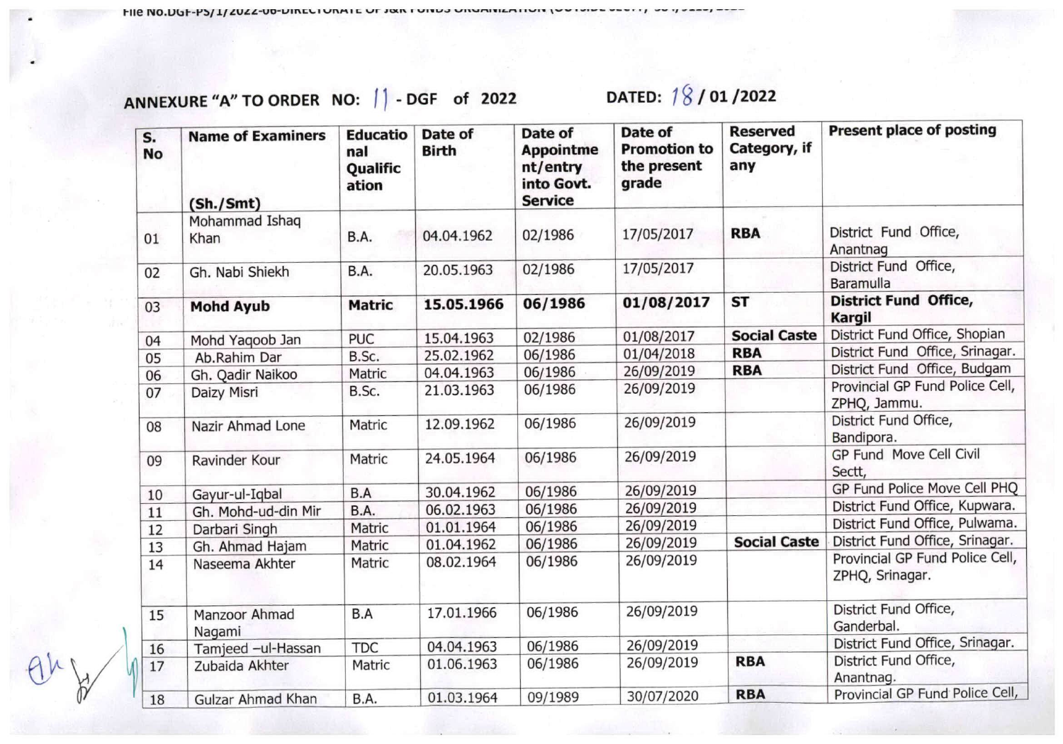## ANNEXURE "A" TO ORDER NO: 11 - DGF of 2022 DATED: 18 / 01 /2022

| S. No | Name of Examiners (Sh./Smt) | Educational Qualification | Date of Birth | Date of Appointment/entry into Govt. Service | Date of Promotion to the present grade | Reserved Category, if any | Present place of posting |
|---|---|---|---|---|---|---|---|
| 01 | Mohammad Ishaq Khan | B.A. | 04.04.1962 | 02/1986 | 17/05/2017 | **RBA** | District Fund Office, Anantnag |
| 02 | Gh. Nabi Shiekh | B.A. | 20.05.1963 | 02/1986 | 17/05/2017 | | District Fund Office, Baramulla |
| 03 | **Mohd Ayub** | **Matric** | **15.05.1966** | **06/1986** | **01/08/2017** | **ST** | **District Fund Office, Kargil** |
| 04 | Mohd Yaqoob Jan | PUC | 15.04.1963 | 02/1986 | 01/08/2017 | **Social Caste** | District Fund Office, Shopian |
| 05 | Ab.Rahim Dar | B.Sc. | 25.02.1962 | 06/1986 | 01/04/2018 | **RBA** | District Fund Office, Srinagar. |
| 06 | Gh. Qadir Naikoo | Matric | 04.04.1963 | 06/1986 | 26/09/2019 | **RBA** | District Fund Office, Budgam |
| 07 | Daizy Misri | B.Sc. | 21.03.1963 | 06/1986 | 26/09/2019 | | Provincial GP Fund Police Cell, ZPHQ, Jammu. |
| 08 | Nazir Ahmad Lone | Matric | 12.09.1962 | 06/1986 | 26/09/2019 | | District Fund Office, Bandipora. |
| 09 | Ravinder Kour | Matric | 24.05.1964 | 06/1986 | 26/09/2019 | | GP Fund Move Cell Civil Sectt, |
| 10 | Gayur-ul-Iqbal | B.A | 30.04.1962 | 06/1986 | 26/09/2019 | | GP Fund Police Move Cell PHQ |
| 11 | Gh. Mohd-ud-din Mir | B.A. | 06.02.1963 | 06/1986 | 26/09/2019 | | District Fund Office, Kupwara. |
| 12 | Darbari Singh | Matric | 01.01.1964 | 06/1986 | 26/09/2019 | | District Fund Office, Pulwama. |
| 13 | Gh. Ahmad Hajam | Matric | 01.04.1962 | 06/1986 | 26/09/2019 | **Social Caste** | District Fund Office, Srinagar. |
| 14 | Naseema Akhter | Matric | 08.02.1964 | 06/1986 | 26/09/2019 | | Provincial GP Fund Police Cell, ZPHQ, Srinagar. |
| 15 | Manzoor Ahmad Nagami | B.A | 17.01.1966 | 06/1986 | 26/09/2019 | | District Fund Office, Ganderbal. |
| 16 | Tamjeed –ul-Hassan | TDC | 04.04.1963 | 06/1986 | 26/09/2019 | | District Fund Office, Srinagar. |
| 17 | Zubaida Akhter | Matric | 01.06.1963 | 06/1986 | 26/09/2019 | **RBA** | District Fund Office, Anantnag. |
| 18 | Gulzar Ahmad Khan | B.A. | 01.03.1964 | 09/1989 | 30/07/2020 | **RBA** | Provincial GP Fund Police Cell, |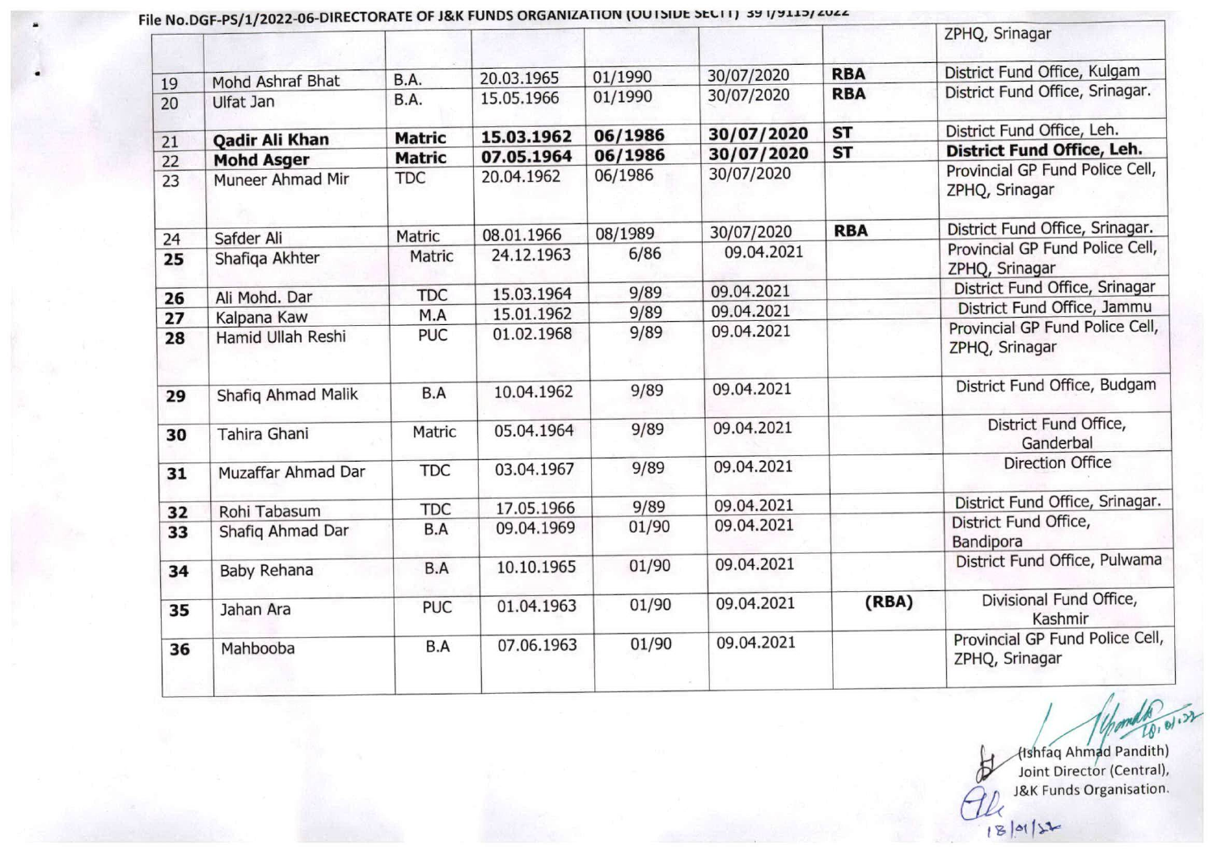File No.DGF-PS/1/2022-06-DIRECTORATE OF J&K FUNDS ORGANIZATION (OUTSIDE SECTT) 391/9115/2022

| | | | | | | | |
|---|---|---|---|---|---|---|---|
| | | | | | | | ZPHQ, Srinagar |
| 19 | Mohd Ashraf Bhat | B.A. | 20.03.1965 | 01/1990 | 30/07/2020 | RBA | District Fund Office, Kulgam |
| 20 | Ulfat Jan | B.A. | 15.05.1966 | 01/1990 | 30/07/2020 | RBA | District Fund Office, Srinagar. |
| 21 | **Qadir Ali Khan** | **Matric** | **15.03.1962** | **06/1986** | **30/07/2020** | **ST** | District Fund Office, Leh. |
| 22 | **Mohd Asger** | **Matric** | **07.05.1964** | **06/1986** | **30/07/2020** | **ST** | **District Fund Office, Leh.** |
| 23 | Muneer Ahmad Mir | TDC | 20.04.1962 | 06/1986 | 30/07/2020 | | Provincial GP Fund Police Cell, ZPHQ, Srinagar |
| 24 | Safder Ali | Matric | 08.01.1966 | 08/1989 | 30/07/2020 | RBA | District Fund Office, Srinagar. |
| 25 | Shafiqa Akhter | Matric | 24.12.1963 | 6/86 | 09.04.2021 | | Provincial GP Fund Police Cell, ZPHQ, Srinagar |
| 26 | Ali Mohd. Dar | TDC | 15.03.1964 | 9/89 | 09.04.2021 | | District Fund Office, Srinagar |
| 27 | Kalpana Kaw | M.A | 15.01.1962 | 9/89 | 09.04.2021 | | District Fund Office, Jammu |
| 28 | Hamid Ullah Reshi | PUC | 01.02.1968 | 9/89 | 09.04.2021 | | Provincial GP Fund Police Cell, ZPHQ, Srinagar |
| 29 | Shafiq Ahmad Malik | B.A | 10.04.1962 | 9/89 | 09.04.2021 | | District Fund Office, Budgam |
| 30 | Tahira Ghani | Matric | 05.04.1964 | 9/89 | 09.04.2021 | | District Fund Office, Ganderbal |
| 31 | Muzaffar Ahmad Dar | TDC | 03.04.1967 | 9/89 | 09.04.2021 | | Direction Office |
| 32 | Rohi Tabasum | TDC | 17.05.1966 | 9/89 | 09.04.2021 | | District Fund Office, Srinagar. |
| 33 | Shafiq Ahmad Dar | B.A | 09.04.1969 | 01/90 | 09.04.2021 | | District Fund Office, Bandipora |
| 34 | Baby Rehana | B.A | 10.10.1965 | 01/90 | 09.04.2021 | | District Fund Office, Pulwama |
| 35 | Jahan Ara | PUC | 01.04.1963 | 01/90 | 09.04.2021 | (RBA) | Divisional Fund Office, Kashmir |
| 36 | Mahbooba | B.A | 07.06.1963 | 01/90 | 09.04.2021 | | Provincial GP Fund Police Cell, ZPHQ, Srinagar |

18.01.22

(Ishfaq Ahmad Pandith)
Joint Director (Central),
J&K Funds Organisation.

18/01/22